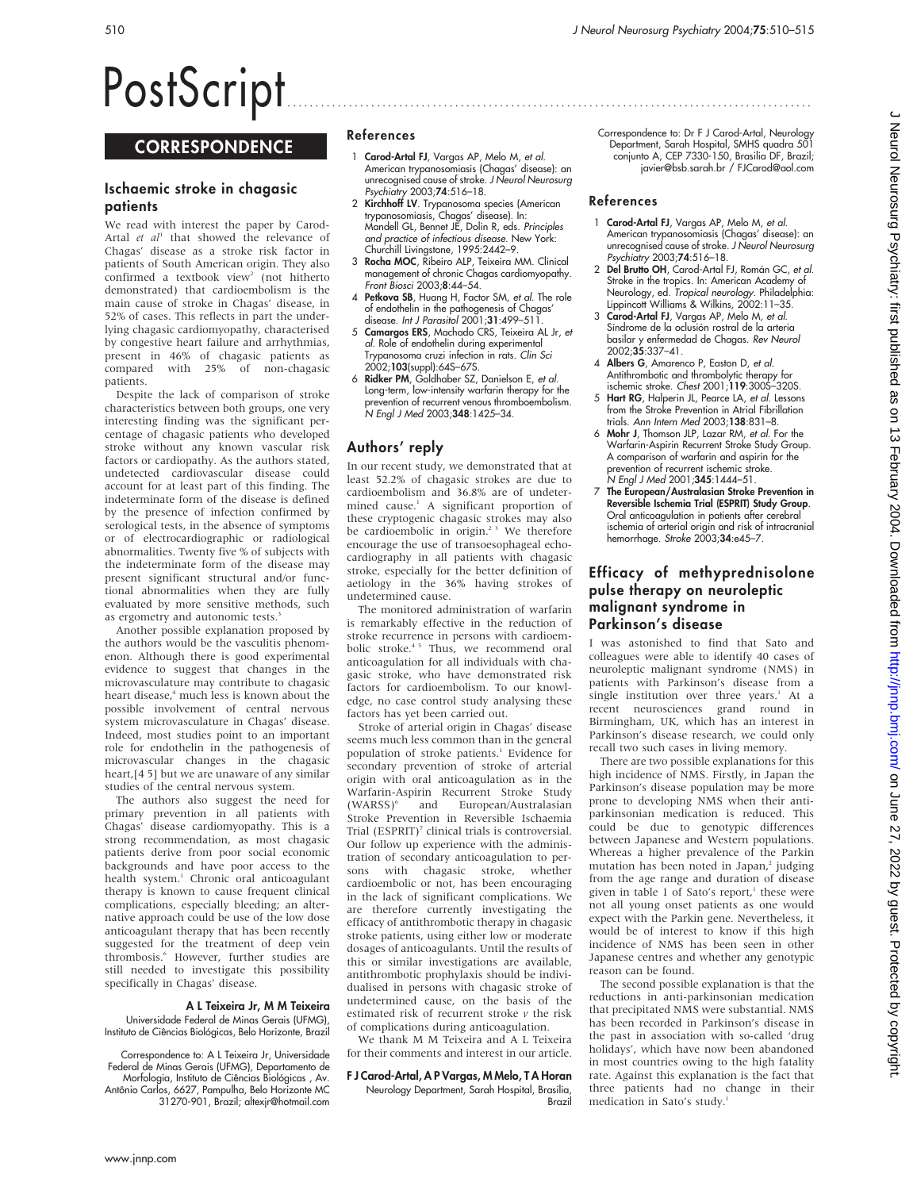# PostScript

## CORRESPONDENCE

### Ischaemic stroke in chagasic patients

We read with interest the paper by Carod-Artal *et al*[1] that showed the relevance of Chagas' disease as a stroke risk factor in patients of South American origin. They also confirmed a textbook view[2] (not hitherto demonstrated) that cardioembolism is the main cause of stroke in Chagas' disease, in 52% of cases. This reflects in part the underlying chagasic cardiomyopathy, characterised by congestive heart failure and arrhythmias, present in 46% of chagasic patients as compared with 25% of non-chagasic patients.

Despite the lack of comparison of stroke characteristics between both groups, one very interesting finding was the significant percentage of chagasic patients who developed stroke without any known vascular risk factors or cardiopathy. As the authors stated, undetected cardiovascular disease could account for at least part of this finding. The indeterminate form of the disease is defined by the presence of infection confirmed by serological tests, in the absence of symptoms or of electrocardiographic or radiological abnormalities. Twenty five % of subjects with the indeterminate form of the disease may present significant structural and/or functional abnormalities when they are fully evaluated by more sensitive methods, such as ergometry and autonomic tests.[3]

Another possible explanation proposed by the authors would be the vasculitis phenomenon. Although there is good experimental evidence to suggest that changes in the microvasculature may contribute to chagasic heart disease,[4] much less is known about the possible involvement of central nervous system microvasculature in Chagas' disease. Indeed, most studies point to an important role for endothelin in the pathogenesis of microvascular changes in the chagasic heart,[4 5] but we are unaware of any similar studies of the central nervous system.

The authors also suggest the need for primary prevention in all patients with Chagas' disease cardiomyopathy. This is a strong recommendation, as most chagasic patients derive from poor social economic backgrounds and have poor access to the health system.[1] Chronic oral anticoagulant therapy is known to cause frequent clinical complications, especially bleeding; an alternative approach could be use of the low dose anticoagulant therapy that has been recently suggested for the treatment of deep vein thrombosis.[6] However, further studies are still needed to investigate this possibility specifically in Chagas' disease.

**A L Teixeira Jr, M M Teixeira**
Universidade Federal de Minas Gerais (UFMG), Instituto de Ciências Biológicas, Belo Horizonte, Brazil

Correspondence to: A L Teixeira Jr, Universidade Federal de Minas Gerais (UFMG), Departamento de Morfologia, Instituto de Ciências Biológicas , Av. Antônio Carlos, 6627, Pampulha, Belo Horizonte MC 31270-901, Brazil; altexjr@hotmail.com

#### References

1. **Carod-Artal FJ**, Vargas AP, Melo M, *et al*. American trypanosomiasis (Chagas' disease): an unrecognised cause of stroke. *J Neurol Neurosurg Psychiatry* 2003;**74**:516–18.
2. **Kirchhoff LV**. Trypanosoma species (American trypanosomiasis, Chagas' disease). In: Mandell GL, Bennet JE, Dolin R, eds. *Principles and practice of infectious disease.* New York: Churchill Livingstone, 1995:2442–9.
3. **Rocha MOC**, Ribeiro ALP, Teixeira MM. Clinical management of chronic Chagas cardiomyopathy. *Front Biosci* 2003;**8**:44–54.
4. **Petkova SB**, Huang H, Factor SM, *et al*. The role of endothelin in the pathogenesis of Chagas' disease. *Int J Parasitol* 2001;**31**:499–511.
5. **Camargos ERS**, Machado CRS, Teixeira AL Jr, *et al*. Role of endothelin during experimental Trypanosoma cruzi infection in rats. *Clin Sci* 2002;**103**(suppl):64S–67S.
6. **Ridker PM**, Goldhaber SZ, Danielson E, *et al*. Long-term, low-intensity warfarin therapy for the prevention of recurrent venous thromboembolism. *N Engl J Med* 2003;**348**:1425–34.

### Authors' reply

In our recent study, we demonstrated that at least 52.2% of chagasic strokes are due to cardioembolism and 36.8% are of undetermined cause.[1] A significant proportion of these cryptogenic chagasic strokes may also be cardioembolic in origin.[2 3] We therefore encourage the use of transoesophageal echocardiography in all patients with chagasic stroke, especially for the better definition of aetiology in the 36% having strokes of undetermined cause.

The monitored administration of warfarin is remarkably effective in the reduction of stroke recurrence in persons with cardioembolic stroke.[4 5] Thus, we recommend oral anticoagulation for all individuals with chagasic stroke, who have demonstrated risk factors for cardioembolism. To our knowledge, no case control study analysing these factors has yet been carried out.

Stroke of arterial origin in Chagas' disease seems much less common than in the general population of stroke patients.[1] Evidence for secondary prevention of stroke of arterial origin with oral anticoagulation as in the Warfarin-Aspirin Recurrent Stroke Study (WARSS)[6] and European/Australasian Stroke Prevention in Reversible Ischaemia Trial (ESPRIT)[7] clinical trials is controversial. Our follow up experience with the administration of secondary anticoagulation to persons with chagasic stroke, whether cardioembolic or not, has been encouraging in the lack of significant complications. We are therefore currently investigating the efficacy of antithrombotic therapy in chagasic stroke patients, using either low or moderate dosages of anticoagulants. Until the results of this or similar investigations are available, antithrombotic prophylaxis should be individualised in persons with chagasic stroke of undetermined cause, on the basis of the estimated risk of recurrent stroke *v* the risk of complications during anticoagulation.

We thank M M Teixeira and A L Teixeira for their comments and interest in our article.

**F J Carod-Artal, A P Vargas, M Melo, T A Horan**
Neurology Department, Sarah Hospital, Brasilia, Brazil

Correspondence to: Dr F J Carod-Artal, Neurology Department, Sarah Hospital, SMHS quadra 501 conjunto A, CEP 7330-150, Brasilia DF, Brazil; javier@bsb.sarah.br / FJCarod@aol.com

#### References

1. **Carod-Artal FJ**, Vargas AP, Melo M, *et al*. American trypanosomiasis (Chagas' disease): an unrecognised cause of stroke. *J Neurol Neurosurg Psychiatry* 2003;**74**:516–18.
2. **Del Brutto OH**, Carod-Artal FJ, Román GC, *et al*. Stroke in the tropics. In: American Academy of Neurology, ed. *Tropical neurology*. Philadelphia: Lippincott Williams & Wilkins, 2002:11–35.
3. **Carod-Artal FJ**, Vargas AP, Melo M, *et al*. Síndrome de la oclusión rostral de la arteria basilar y enfermedad de Chagas. *Rev Neurol* 2002;**35**:337–41.
4. **Albers G**, Amarenco P, Easton D, *et al*. Antithrombotic and thrombolytic therapy for ischemic stroke. *Chest* 2001;**119**:300S–320S.
5. **Hart RG**, Halperin JL, Pearce LA, *et al*. Lessons from the Stroke Prevention in Atrial Fibrillation trials. *Ann Intern Med* 2003;**138**:831–8.
6. **Mohr J**, Thomson JLP, Lazar RM, *et al*. For the Warfarin-Aspirin Recurrent Stroke Study Group. A comparison of warfarin and aspirin for the prevention of recurrent ischemic stroke. *N Engl J Med* 2001;**345**:1444–51.
7. **The European/Australasian Stroke Prevention in Reversible Ischemia Trial (ESPRIT) Study Group**. Oral anticoagulation in patients after cerebral ischemia of arterial origin and risk of intracranial hemorrhage. *Stroke* 2003;**34**:e45–7.

### Efficacy of methyprednisolone pulse therapy on neuroleptic malignant syndrome in Parkinson's disease

I was astonished to find that Sato and colleagues were able to identify 40 cases of neuroleptic malignant syndrome (NMS) in patients with Parkinson's disease from a single institution over three years.[1] At a recent neurosciences grand round in Birmingham, UK, which has an interest in Parkinson's disease research, we could only recall two such cases in living memory.

There are two possible explanations for this high incidence of NMS. Firstly, in Japan the Parkinson's disease population may be more prone to developing NMS when their antiparkinsonian medication is reduced. This could be due to genotypic differences between Japanese and Western populations. Whereas a higher prevalence of the Parkin mutation has been noted in Japan,[2] judging from the age range and duration of disease given in table 1 of Sato's report,[1] these were not all young onset patients as one would expect with the Parkin gene. Nevertheless, it would be of interest to know if this high incidence of NMS has been seen in other Japanese centres and whether any genotypic reason can be found.

The second possible explanation is that the reductions in anti-parkinsonian medication that precipitated NMS were substantial. NMS has been recorded in Parkinson's disease in the past in association with so-called 'drug holidays', which have now been abandoned in most countries owing to the high fatality rate. Against this explanation is the fact that three patients had no change in their medication in Sato's study.[1]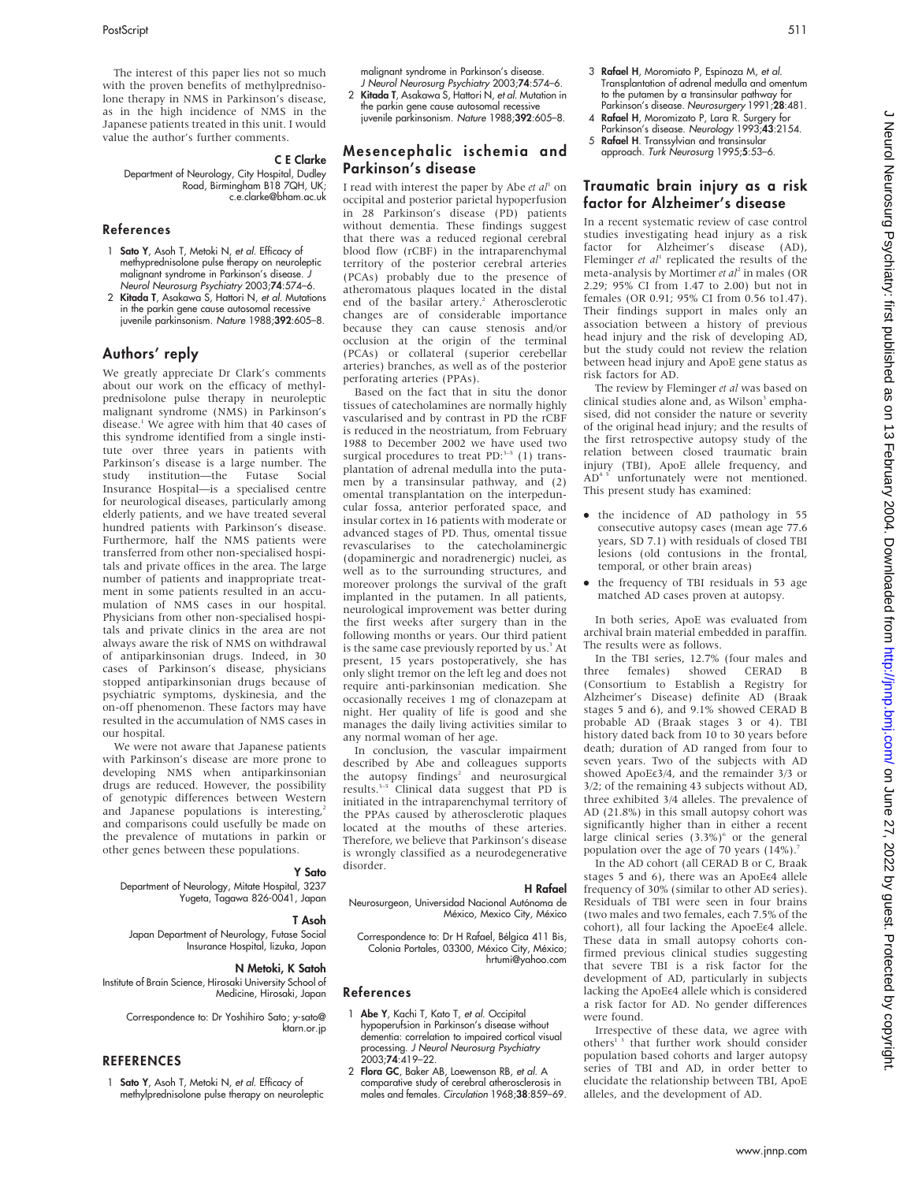The interest of this paper lies not so much with the proven benefits of methylprednisolone therapy in NMS in Parkinson's disease, as in the high incidence of NMS in the Japanese patients treated in this unit. I would value the author's further comments.

**C E Clarke**

Department of Neurology, City Hospital, Dudley Road, Birmingham B18 7QH, UK; c.e.clarke@bham.ac.uk

### References

1. **Sato Y**, Asoh T, Metoki N, *et al*. Efficacy of methyprednisolone pulse therapy on neuroleptic malignant syndrome in Parkinson's disease. *J Neurol Neurosurg Psychiatry* 2003;**74**:574–6.
2. **Kitada T**, Asakawa S, Hattori N, *et al*. Mutations in the parkin gene cause autosomal recessive juvenile parkinsonism. *Nature* 1988;**392**:605–8.

## Authors' reply

We greatly appreciate Dr Clark's comments about our work on the efficacy of methylprednisolone pulse therapy in neuroleptic malignant syndrome (NMS) in Parkinson's disease.[1] We agree with him that 40 cases of this syndrome identified from a single institute over three years in patients with Parkinson's disease is a large number. The study institution—the Futase Social Insurance Hospital—is a specialised centre for neurological diseases, particularly among elderly patients, and we have treated several hundred patients with Parkinson's disease. Furthermore, half the NMS patients were transferred from other non-specialised hospitals and private offices in the area. The large number of patients and inappropriate treatment in some patients resulted in an accumulation of NMS cases in our hospital. Physicians from other non-specialised hospitals and private clinics in the area are not always aware the risk of NMS on withdrawal of antiparkinsonian drugs. Indeed, in 30 cases of Parkinson's disease, physicians stopped antiparkinsonian drugs because of psychiatric symptoms, dyskinesia, and the on-off phenomenon. These factors may have resulted in the accumulation of NMS cases in our hospital.

We were not aware that Japanese patients with Parkinson's disease are more prone to developing NMS when antiparkinsonian drugs are reduced. However, the possibility of genotypic differences between Western and Japanese populations is interesting,[2] and comparisons could usefully be made on the prevalence of mutations in parkin or other genes between these populations.

**Y Sato**

Department of Neurology, Mitate Hospital, 3237 Yugeta, Tagawa 826-0041, Japan

**T Asoh**

Japan Department of Neurology, Futase Social Insurance Hospital, Iizuka, Japan

**N Metoki, K Satoh**

Institute of Brain Science, Hirosaki University School of Medicine, Hirosaki, Japan

Correspondence to: Dr Yoshihiro Sato; y-sato@ktarn.or.jp

### REFERENCES

1. **Sato Y**, Asoh T, Metoki N, *et al*. Efficacy of methylprednisolone pulse therapy on neuroleptic malignant syndrome in Parkinson's disease. *J Neurol Neurosurg Psychiatry* 2003;**74**:574–6.
2. **Kitada T**, Asakawa S, Hattori N, *et al*. Mutation in the parkin gene cause autosomal recessive juvenile parkinsonism. *Nature* 1988;**392**:605–8.

## Mesencephalic ischemia and Parkinson's disease

I read with interest the paper by Abe *et al*[1] on occipital and posterior parietal hypoperfusion in 28 Parkinson's disease (PD) patients without dementia. These findings suggest that there was a reduced regional cerebral blood flow (rCBF) in the intraparenchymal territory of the posterior cerebral arteries (PCAs) probably due to the presence of atheromatous plaques located in the distal end of the basilar artery.[2] Atherosclerotic changes are of considerable importance because they can cause stenosis and/or occlusion at the origin of the terminal (PCAs) or collateral (superior cerebellar arteries) branches, as well as of the posterior perforating arteries (PPAs).

Based on the fact that in situ the donor tissues of catecholamines are normally highly vascularised and by contrast in PD the rCBF is reduced in the neostriatum, from February 1988 to December 2002 we have used two surgical procedures to treat PD:[3–5] (1) transplantation of adrenal medulla into the putamen by a transinsular pathway, and (2) omental transplantation on the interpeduncular fossa, anterior perforated space, and insular cortex in 16 patients with moderate or advanced stages of PD. Thus, omental tissue revascularises to the catecholaminergic (dopaminergic and noradrenergic) nuclei, as well as to the surrounding structures, and moreover prolongs the survival of the graft implanted in the putamen. In all patients, neurological improvement was better during the first weeks after surgery than in the following months or years. Our third patient is the same case previously reported by us.[3] At present, 15 years postoperatively, she has only slight tremor on the left leg and does not require anti-parkinsonian medication. She occasionally receives 1 mg of clonazepam at night. Her quality of life is good and she manages the daily living activities similar to any normal woman of her age.

In conclusion, the vascular impairment described by Abe and colleagues supports the autopsy findings[2] and neurosurgical results.[3–5] Clinical data suggest that PD is initiated in the intraparenchymal territory of the PPAs caused by atherosclerotic plaques located at the mouths of these arteries. Therefore, we believe that Parkinson's disease is wrongly classified as a neurodegenerative disorder.

**H Rafael**

Neurosurgeon, Universidad Nacional Autónoma de México, Mexico City, México

Correspondence to: Dr H Rafael, Bélgica 411 Bis, Colonia Portales, 03300, México City, México; hrtumi@yahoo.com

### References

1. **Abe Y**, Kachi T, Kato T, *et al*. Occipital hypoperufsion in Parkinson's disease without dementia: correlation to impaired cortical visual processing. *J Neurol Neurosurg Psychiatry* 2003;**74**:419–22.
2. **Flora GC**, Baker AB, Loewenson RB, *et al*. A comparative study of cerebral atherosclerosis in males and females. *Circulation* 1968;**38**:859–69.
3. **Rafael H**, Moromiato P, Espinoza M, *et al*. Transplantation of adrenal medulla and omentum to the putamen by a transinsular pathway for Parkinson's disease. *Neurosurgery* 1991;**28**:481.
4. **Rafael H**, Moromizato P, Lara R. Surgery for Parkinson's disease. *Neurology* 1993;**43**:2154.
5. **Rafael H**. Transsylvian and transinsular approach. *Turk Neurosurg* 1995;**5**:53–6.

## Traumatic brain injury as a risk factor for Alzheimer's disease

In a recent systematic review of case control studies investigating head injury as a risk factor for Alzheimer's disease (AD), Fleminger *et al*[1] replicated the results of the meta-analysis by Mortimer *et al*[2] in males (OR 2.29; 95% CI from 1.47 to 2.00) but not in females (OR 0.91; 95% CI from 0.56 to1.47). Their findings support in males only an association between a history of previous head injury and the risk of developing AD, but the study could not review the relation between head injury and ApoE gene status as risk factors for AD.

The review by Fleminger *et al* was based on clinical studies alone and, as Wilson[3] emphasised, did not consider the nature or severity of the original head injury; and the results of the first retrospective autopsy study of the relation between closed traumatic brain injury (TBI), ApoE allele frequency, and AD[4 5] unfortunately were not mentioned. This present study has examined:

- the incidence of AD pathology in 55 consecutive autopsy cases (mean age 77.6 years, SD 7.1) with residuals of closed TBI lesions (old contusions in the frontal, temporal, or other brain areas)
- the frequency of TBI residuals in 53 age matched AD cases proven at autopsy.

In both series, ApoE was evaluated from archival brain material embedded in paraffin. The results were as follows.

In the TBI series, 12.7% (four males and three females) showed CERAD B (Consortium to Establish a Registry for Alzheimer's Disease) definite AD (Braak stages 5 and 6), and 9.1% showed CERAD B probable AD (Braak stages 3 or 4). TBI history dated back from 10 to 30 years before death; duration of AD ranged from four to seven years. Two of the subjects with AD showed ApoEε3/4, and the remainder 3/3 or 3/2; of the remaining 43 subjects without AD, three exhibited 3/4 alleles. The prevalence of AD (21.8%) in this small autopsy cohort was significantly higher than in either a recent large clinical series (3.3%)[6] or the general population over the age of 70 years (14%).[7]

In the AD cohort (all CERAD B or C, Braak stages 5 and 6), there was an ApoEε4 allele frequency of 30% (similar to other AD series). Residuals of TBI were seen in four brains (two males and two females, each 7.5% of the cohort), all four lacking the ApoeEε4 allele. These data in small autopsy cohorts confirmed previous clinical studies suggesting that severe TBI is a risk factor for the development of AD, particularly in subjects lacking the ApoEε4 allele which is considered a risk factor for AD. No gender differences were found.

Irrespective of these data, we agree with others[1 3] that further work should consider population based cohorts and larger autopsy series of TBI and AD, in order better to elucidate the relationship between TBI, ApoE alleles, and the development of AD.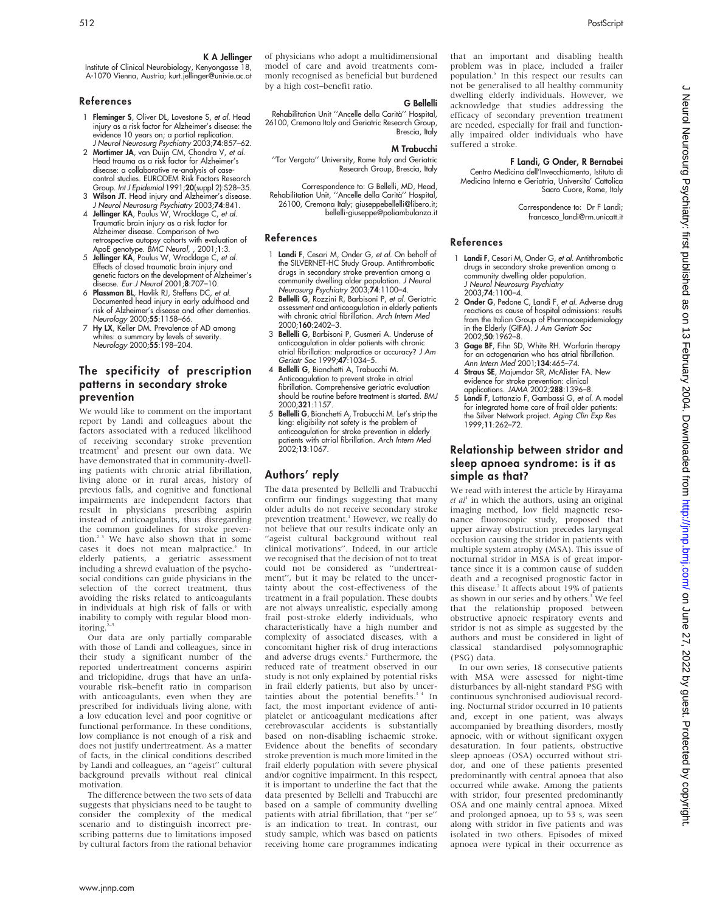**K A Jellinger**

Institute of Clinical Neurobiology, Kenyongasse 18, A-1070 Vienna, Austria; kurt.jellinger@univie.ac.at

## References

1. **Fleminger S**, Oliver DL, Lovestone S, *et al.* Head injury as a risk factor for Alzheimer's disease: the evidence 10 years on; a partial replication. *J Neurol Neurosurg Psychiatry* 2003;**74**:857–62.
2. **Mortimer JA**, van Duijn CM, Chandra V, *et al.* Head trauma as a risk factor for Alzheimer's disease: a collaborative re-analysis of case-control studies. EURODEM Risk Factors Research Group. *Int J Epidemiol* 1991;**20**(suppl 2):S28–35.
3. **Wilson JT**. Head injury and Alzheimer's disease. *J Neurol Neurosurg Psychiatry* 2003;**74**:841.
4. **Jellinger KA**, Paulus W, Wrocklage C, *et al.* Traumatic brain injury as a risk factor for Alzheimer disease. Comparison of two retrospective autopsy cohorts with evaluation of ApoE genotype. *BMC Neurol*, , 2001;**1**:3.
5. **Jellinger KA**, Paulus W, Wrocklage C, *et al.* Effects of closed traumatic brain injury and genetic factors on the development of Alzheimer's disease. *Eur J Neurol* 2001;**8**:707–10.
6. **Plassman BL**, Havlik RJ, Steffens DC, *et al.* Documented head injury in early adulthood and risk of Alzheimer's disease and other dementias. *Neurology* 2000;**55**:1158–66.
7. **Hy LX**, Keller DM. Prevalence of AD among whites: a summary by levels of severity. *Neurology* 2000;**55**:198–204.

## The specificity of prescription patterns in secondary stroke prevention

We would like to comment on the important report by Landi and colleagues about the factors associated with a reduced likelihood of receiving secondary stroke prevention treatment[1] and present our own data. We have demonstrated that in community-dwelling patients with chronic atrial fibrillation, living alone or in rural areas, history of previous falls, and cognitive and functional impairments are independent factors that result in physicians prescribing aspirin instead of anticoagulants, thus disregarding the common guidelines for stroke prevention.[2 3] We have also shown that in some cases it does not mean malpractice.[3] In elderly patients, a geriatric assessment including a shrewd evaluation of the psychosocial conditions can guide physicians in the selection of the correct treatment, thus avoiding the risks related to anticoagulants in individuals at high risk of falls or with inability to comply with regular blood monitoring.[2–5]

Our data are only partially comparable with those of Landi and colleagues, since in their study a significant number of the reported undertreatment concerns aspirin and triclopidine, drugs that have an unfavourable risk–benefit ratio in comparison with anticoagulants, even when they are prescribed for individuals living alone, with a low education level and poor cognitive or functional performance. In these conditions, low compliance is not enough of a risk and does not justify undertreatment. As a matter of facts, in the clinical conditions described by Landi and colleagues, an ''ageist'' cultural background prevails without real clinical motivation.

The difference between the two sets of data suggests that physicians need to be taught to consider the complexity of the medical scenario and to distinguish incorrect prescribing patterns due to limitations imposed by cultural factors from the rational behavior of physicians who adopt a multidimensional model of care and avoid treatments commonly recognised as beneficial but burdened by a high cost–benefit ratio.

**G Bellelli**

Rehabilitation Unit ''Ancelle della Carità'' Hospital, 26100, Cremona Italy and Geriatric Research Group, Brescia, Italy

**M Trabucchi**

''Tor Vergata'' University, Rome Italy and Geriatric Research Group, Brescia, Italy

Correspondence to: G Bellelli, MD, Head, Rehabilitation Unit, ''Ancelle della Carità'' Hospital, 26100, Cremona Italy; giuseppebellelli@libero.it; bellelli-giuseppe@poliambulanza.it

## References

1. **Landi F**, Cesari M, Onder G, *et al.* On behalf of the SILVERNET-HC Study Group. Antithrombotic drugs in secondary stroke prevention among a community dwelling older population. *J Neurol Neurosurg Psychiatry* 2003;**74**:1100–4.
2. **Bellelli G**, Rozzini R, Barbisoni P, *et al.* Geriatric assessment and anticoagulation in elderly patients with chronic atrial fibrillation. *Arch Intern Med* 2000;**160**:2402–3.
3. **Bellelli G**, Barbisoni P, Gusmeri A. Underuse of anticoagulation in older patients with chronic atrial fibrillation: malpractice or accuracy? *J Am Geriatr Soc* 1999;**47**:1034–5.
4. **Bellelli G**, Bianchetti A, Trabucchi M. Anticoagulation to prevent stroke in atrial fibrillation. Comprehensive geriatric evaluation should be routine before treatment is started. *BMJ* 2000;**321**:1157.
5. **Bellelli G**, Bianchetti A, Trabucchi M. Let's strip the king: eligibility not safety is the problem of anticoagulation for stroke prevention in elderly patients with atrial fibrillation. *Arch Intern Med* 2002;**13**:1067.

## Authors' reply

The data presented by Bellelli and Trabucchi confirm our findings suggesting that many older adults do not receive secondary stroke prevention treatment.[1] However, we really do not believe that our results indicate only an ''ageist cultural background without real clinical motivations''. Indeed, in our article we recognised that the decision of not to treat could not be considered as ''undertreatment'', but it may be related to the uncertainty about the cost-effectiveness of the treatment in a frail population. These doubts are not always unrealistic, especially among frail post-stroke elderly individuals, who characteristically have a high number and complexity of associated diseases, with a concomitant higher risk of drug interactions and adverse drugs events.[2] Furthermore, the reduced rate of treatment observed in our study is not only explained by potential risks in frail elderly patients, but also by uncertainties about the potential benefits.[3 4] In fact, the most important evidence of antiplatelet or anticoagulant medications after cerebrovascular accidents is substantially based on non-disabling ischaemic stroke. Evidence about the benefits of secondary stroke prevention is much more limited in the frail elderly population with severe physical and/or cognitive impairment. In this respect, it is important to underline the fact that the data presented by Bellelli and Trabucchi are based on a sample of community dwelling patients with atrial fibrillation, that ''per se'' is an indication to treat. In contrast, our study sample, which was based on patients receiving home care programmes indicating that an important and disabling health problem was in place, included a frailer population.[5] In this respect our results can not be generalised to all healthy community dwelling elderly individuals. However, we acknowledge that studies addressing the efficacy of secondary prevention treatment are needed, especially for frail and functionally impaired older individuals who have suffered a stroke.

**F Landi, G Onder, R Bernabei**

Centro Medicina dell'Invecchiamento, Istituto di Medicina Interna e Geriatria, Universita' Cattolica Sacro Cuore, Rome, Italy

Correspondence to: Dr F Landi; francesco_landi@rm.unicatt.it

## References

1. **Landi F**, Cesari M, Onder G, *et al.* Antithrombotic drugs in secondary stroke prevention among a community dwelling older population. *J Neurol Neurosurg Psychiatry* 2003;**74**:1100–4.
2. **Onder G**, Pedone C, Landi F, *et al.* Adverse drug reactions as cause of hospital admissions: results from the Italian Group of Pharmacoepidemiology in the Elderly (GIFA). *J Am Geriatr Soc* 2002;**50**:1962–8.
3. **Gage BF**, Fihn SD, White RH. Warfarin therapy for an octogenarian who has atrial fibrillation. *Ann Intern Med* 2001;**134**:465–74.
4. **Straus SE**, Majumdar SR, McAlister FA. New evidence for stroke prevention: clinical applications. *JAMA* 2002;**288**:1396–8.
5. **Landi F**, Lattanzio F, Gambassi G, *et al.* A model for integrated home care of frail older patients: the Silver Network project. *Aging Clin Exp Res* 1999;**11**:262–72.

## Relationship between stridor and sleep apnoea syndrome: is it as simple as that?

We read with interest the article by Hirayama *et al*[1] in which the authors, using an original imaging method, low field magnetic resonance fluoroscopic study, proposed that upper airway obstruction precedes laryngeal occlusion causing the stridor in patients with multiple system atrophy (MSA). This issue of nocturnal stridor in MSA is of great importance since it is a common cause of sudden death and a recognised prognostic factor in this disease.[2] It affects about 19% of patients as shown in our series and by others.[3] We feel that the relationship proposed between obstructive apnoeic respiratory events and stridor is not as simple as suggested by the authors and must be considered in light of classical standardised polysomnographic (PSG) data.

In our own series, 18 consecutive patients with MSA were assessed for night-time disturbances by all-night standard PSG with continuous synchronised audiovisual recording. Nocturnal stridor occurred in 10 patients and, except in one patient, was always accompanied by breathing disorders, mostly apnoeic, with or without significant oxygen desaturation. In four patients, obstructive sleep apnoeas (OSA) occurred without stridor, and one of these patients presented predominantly with central apnoea that also occurred while awake. Among the patients with stridor, four presented predominantly OSA and one mainly central apnoea. Mixed and prolonged apnoea, up to 53 s, was seen along with stridor in five patients and was isolated in two others. Episodes of mixed apnoea were typical in their occurrence as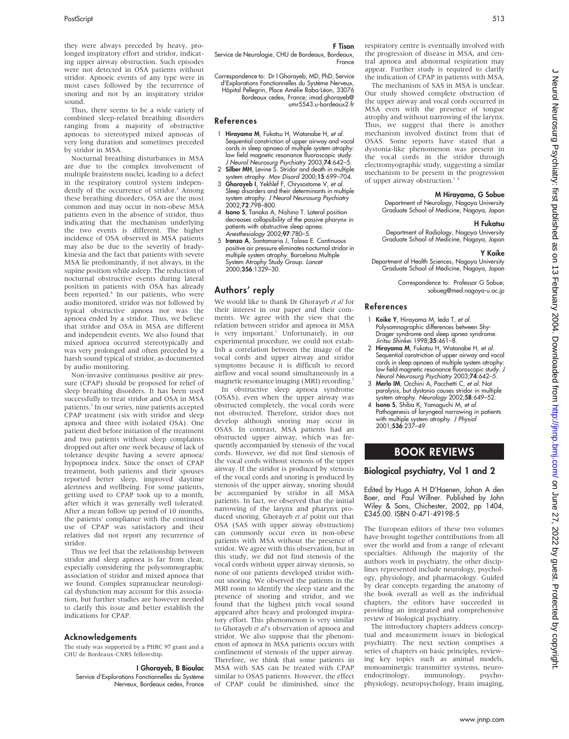they were always preceded by heavy, prolonged inspiratory effort and stridor, indicating upper airway obstruction. Such episodes were not detected in OSA patients without stridor. Apnoeic events of any type were in most cases followed by the recurrence of snoring and not by an inspiratory stridor sound.

Thus, there seems to be a wide variety of combined sleep-related breathing disorders ranging from a majority of obstructive apnoeas to stereotyped mixed apnoeas of very long duration and sometimes preceded by stridor in MSA.

Nocturnal breathing disturbances in MSA are due to the complex involvement of multiple brainstem nuclei, leading to a defect in the respiratory control system independently of the occurrence of stridor.[2] Among these breathing disorders, OSA are the most common and may occur in non-obese MSA patients even in the absence of stridor, thus indicating that the mechanism underlying the two events is different. The higher incidence of OSA observed in MSA patients may also be due to the severity of bradykinesia and the fact that patients with severe MSA lie predominantly, if not always, in the supine position while asleep. The reduction of nocturnal obstructive events during lateral position in patients with OSA has already been reported.[4] In our patients, who were audio monitored, stridor was not followed by typical obstructive apnoea nor was the apnoea ended by a stridor. Thus, we believe that stridor and OSA in MSA are different and independent events. We also found that mixed apnoea occurred stereotypically and was very prolonged and often preceded by a harsh sound typical of stridor, as documented by audio monitoring.

Non-invasive continuous positive air pressure (CPAP) should be proposed for relief of sleep breathing disorders. It has been used successfully to treat stridor and OSA in MSA patients.[5] In our series, nine patients accepted CPAP treatment (six with stridor and sleep apnoea and three with isolated OSA). One patient died before initiation of the treatment and two patients without sleep complaints dropped out after one week because of lack of tolerance despite having a severe apnoea/hypopnoea index. Since the onset of CPAP treatment, both patients and their spouses reported better sleep, improved daytime alertness and wellbeing. For some patients, getting used to CPAP took up to a month, after which it was generally well tolerated. After a mean follow up period of 10 months, the patients' compliance with the continued use of CPAP was satisfactory and their relatives did not report any recurrence of stridor.

Thus we feel that the relationship between stridor and sleep apnoea is far from clear, especially considering the polysomnographic association of stridor and mixed apnoea that we found. Complex supranuclear neurological dysfunction may account for this association, but further studies are however needed to clarify this issue and better establish the indications for CPAP.

## Acknowledgements

The study was supported by a PHRC 97 grant and a CHU de Bordeaux-CNRS fellowship.

**I Ghorayeb, B Bioulac**
Service d'Explorations Fonctionnelles du Système Nerveux, Bordeaux cedex, France

**F Tison**
Service de Neurologie, CHU de Bordeaux, Bordeaux, France

Correspondence to: Dr I Ghorayeb, MD, PhD, Service d'Explorations Fonctionnelles du Système Nerveux, Hôpital Pellegrin, Place Amélie Raba-Léon, 33076 Bordeaux cedex, France; imad.ghorayeb@umr5543.u-bordeaux2.fr

## References

1. **Hirayama M**, Fukatsu H, Watanabe H, *et al*. Sequential constriction of upper airway and vocal cords in sleep apnoea of multiple system atrophy: low field magnetic resonance fluoroscopic study. *J Neurol Neurosurg Psychiatry* 2003;**74**:642–5.
2. **Silber MH**, Levine S. Stridor and death in multiple system atrophy. *Mov Disord* 2000;**15**:699–704.
3. **Ghorayeb I**, Yekhlef F, Chrysostome V, *et al*. Sleep disorders and their determinants in multiple system atrophy. *J Neurol Neurosurg Psychiatry* 2002;**72**:798–800.
4. **Isono S**, Tanaka A, Nishino T. Lateral position decreases collapsibility of the passive pharynx in patients with obstructive sleep apnea. *Anesthesiology* 2002;**97**:780–5.
5. **Iranzo A**, Santamaria J, Tolosa E. Continuous positive air pressure eliminates nocturnal stridor in multiple system atrophy. Barcelona Multiple System Atrophy Study Group. *Lancet* 2000;**356**:1329–30.

## Authors' reply

We would like to thank Dr Ghorayeb *et al* for their interest in our paper and their comments. We agree with the view that the relation between stridor and apnoea in MSA is very important.[1] Unfortunately, in our experimental procedure, we could not establish a correlation between the image of the vocal cords and upper airway and stridor symptoms because it is difficult to record airflow and vocal sound simultaneously in a magnetic resonance imaging (MRI) recording.[2]

In obstructive sleep apnoea syndrome (OSAS), even when the upper airway was obstructed completely, the vocal cords were not obstructed. Therefore, stridor does not develop although snoring may occur in OSAS. In contrast, MSA patients had an obstructed upper airway, which was frequently accompanied by stenosis of the vocal cords. However, we did not find stenosis of the vocal cords without stenosis of the upper airway. If the stridor is produced by stenosis of the vocal cords and snoring is produced by stenosis of the upper airway, snoring should be accompanied by stridor in all MSA patients. In fact, we observed that the initial narrowing of the larynx and pharynx produced snoring. Ghorayeb *et al* point out that OSA (SAS with upper airway obstruction) can commonly occur even in non-obese patients with MSA without the presence of stridor. We agree with this observation, but in this study, we did not find stenosis of the vocal cords without upper airway stenosis, so none of our patients developed stridor without snoring. We observed the patients in the MRI room to identify the sleep state and the presence of snoring and stridor, and we found that the highest pitch vocal sound appeared after heavy and prolonged inspiratory effort. This phenomenon is very similar to Ghorayeb *et al*'s observation of apnoea and stridor. We also suppose that the phenomenon of apnoea in MSA patients occurs with confinement of stenosis of the upper airway. Therefore, we think that some patients in MSA with SAS can be treated with CPAP similar to OSAS patients. However, the effect of CPAP could be diminished, since the respiratory centre is eventually involved with the progression of disease in MSA, and central apnoea and abnormal respiration may appear. Further study is required to clarify the indication of CPAP in patients with MSA.

The mechanism of SAS in MSA is unclear. Our study showed complete obstruction of the upper airway and vocal cords occurred in MSA even with the presence of tongue atrophy and without narrowing of the larynx. Thus, we suggest that there is another mechanism involved distinct from that of OSAS. Some reports have stated that a dystonia-like phenomenon was present in the vocal cords in the stridor through electromyographic study, suggesting a similar mechanism to be present in the progression of upper airway obstruction.[3,4]

**M Hirayama, G Sobue**
Department of Neurology, Nagoya University Graduate School of Medicine, Nagoya, Japan

**H Fukatsu**
Department of Radiology, Nagoya University Graduate School of Medicine, Nagoya, Japan

**Y Koike**
Department of Health Sciences, Nagoya University Graduate School of Medicine, Nagoya, Japan

Correspondence to: Professor G Sobue; sobueg@med.nagoya-u.ac.jp

## References

1. **Koike Y**, Hirayama M, Ieda T, *et al*. Polysomnographic differences between Shy-Drager syndrome and sleep apnea syndrome. *Jiritsu Shinkei* 1998;**35**:461–8.
2. **Hirayama M**, Fukatsu H, Watanabe H, *et al*. Sequential constriction of upper airway and vocal cords in sleep apnoea of multiple system atrophy: low field magnetic resonance fluoroscopic study. *J Neurol Neurosurg Psychiatry* 2003;**74**:642–5.
3. **Merlo IM**, Occhini A, Pacchetti C, *et al*. Not paralysis, but dystonia causes stridor in multiple system atrophy. *Neurology* 2002;**58**:649–52.
4. **Isono S**, Shiba K, Yamaguchi M, *et al*. Pathogenesis of laryngeal narrowing in patients with multiple system atrophy. *J Physiol* 2001;**536**:237–49.

# BOOK REVIEWS

## Biological psychiatry, Vol 1 and 2

Edited by Hugo A H D'Haenen, Johan A den Boer, and Paul Willner. Published by John Wiley & Sons, Chichester, 2002, pp 1404, £345.00. ISBN 0-471-49198-5

The European editors of these two volumes have brought together contributions from all over the world and from a range of relevant specialties. Although the majority of the authors work in psychiatry, the other disciplines represented include neurology, psychology, physiology, and pharmacology. Guided by clear concepts regarding the anatomy of the book overall as well as the individual chapters, the editors have succeeded in providing an integrated and comprehensive review of biological psychiatry.

The introductory chapters address conceptual and measurement issues in biological psychiatry. The next section comprises a series of chapters on basic principles, reviewing key topics such as animal models, monoaminergic transmitter systems, neuroendocrinology, immunology, psychophysiology, neuropsychology, brain imaging,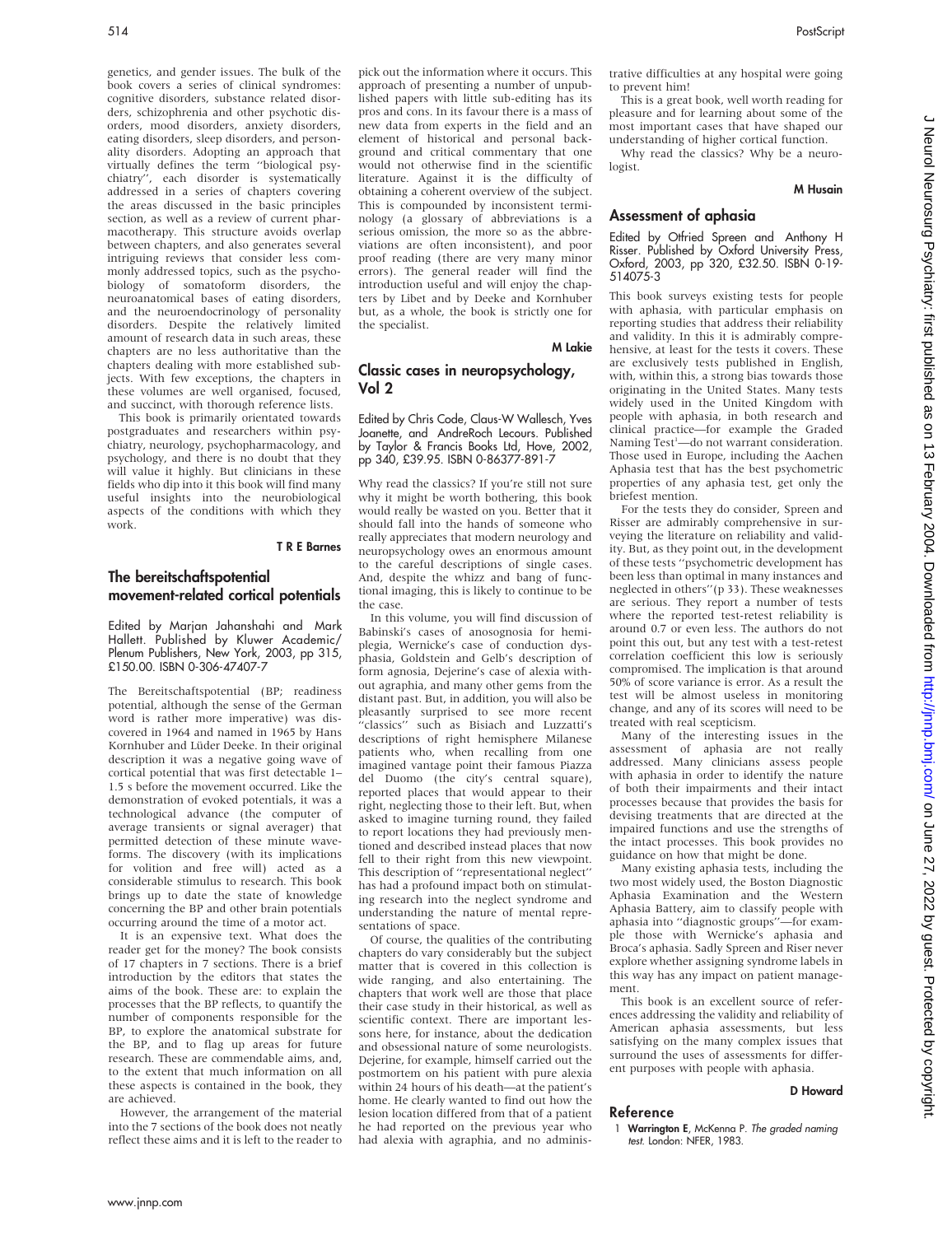genetics, and gender issues. The bulk of the book covers a series of clinical syndromes: cognitive disorders, substance related disorders, schizophrenia and other psychotic disorders, mood disorders, anxiety disorders, eating disorders, sleep disorders, and personality disorders. Adopting an approach that virtually defines the term ''biological psychiatry'', each disorder is systematically addressed in a series of chapters covering the areas discussed in the basic principles section, as well as a review of current pharmacotherapy. This structure avoids overlap between chapters, and also generates several intriguing reviews that consider less commonly addressed topics, such as the psychobiology of somatoform disorders, the neuroanatomical bases of eating disorders, and the neuroendocrinology of personality disorders. Despite the relatively limited amount of research data in such areas, these chapters are no less authoritative than the chapters dealing with more established subjects. With few exceptions, the chapters in these volumes are well organised, focused, and succinct, with thorough reference lists.

This book is primarily orientated towards postgraduates and researchers within psychiatry, neurology, psychopharmacology, and psychology, and there is no doubt that they will value it highly. But clinicians in these fields who dip into it this book will find many useful insights into the neurobiological aspects of the conditions with which they work.

**T R E Barnes**

## The bereitschaftspotential movement-related cortical potentials

Edited by Marjan Jahanshahi and Mark Hallett. Published by Kluwer Academic/Plenum Publishers, New York, 2003, pp 315, £150.00. ISBN 0-306-47407-7

The Bereitschaftspotential (BP; readiness potential, although the sense of the German word is rather more imperative) was discovered in 1964 and named in 1965 by Hans Kornhuber and Lüder Deeke. In their original description it was a negative going wave of cortical potential that was first detectable 1–1.5 s before the movement occurred. Like the demonstration of evoked potentials, it was a technological advance (the computer of average transients or signal averager) that permitted detection of these minute waveforms. The discovery (with its implications for volition and free will) acted as a considerable stimulus to research. This book brings up to date the state of knowledge concerning the BP and other brain potentials occurring around the time of a motor act.

It is an expensive text. What does the reader get for the money? The book consists of 17 chapters in 7 sections. There is a brief introduction by the editors that states the aims of the book. These are: to explain the processes that the BP reflects, to quantify the number of components responsible for the BP, to explore the anatomical substrate for the BP, and to flag up areas for future research. These are commendable aims, and, to the extent that much information on all these aspects is contained in the book, they are achieved.

However, the arrangement of the material into the 7 sections of the book does not neatly reflect these aims and it is left to the reader to pick out the information where it occurs. This approach of presenting a number of unpublished papers with little sub-editing has its pros and cons. In its favour there is a mass of new data from experts in the field and an element of historical and personal background and critical commentary that one would not otherwise find in the scientific literature. Against it is the difficulty of obtaining a coherent overview of the subject. This is compounded by inconsistent terminology (a glossary of abbreviations is a serious omission, the more so as the abbreviations are often inconsistent), and poor proof reading (there are very many minor errors). The general reader will find the introduction useful and will enjoy the chapters by Libet and by Deeke and Kornhuber but, as a whole, the book is strictly one for the specialist.

**M Lakie**

## Classic cases in neuropsychology, Vol 2

Edited by Chris Code, Claus-W Wallesch, Yves Joanette, and AndreRoch Lecours. Published by Taylor & Francis Books Ltd, Hove, 2002, pp 340, £39.95. ISBN 0-86377-891-7

Why read the classics? If you're still not sure why it might be worth bothering, this book would really be wasted on you. Better that it should fall into the hands of someone who really appreciates that modern neurology and neuropsychology owes an enormous amount to the careful descriptions of single cases. And, despite the whizz and bang of functional imaging, this is likely to continue to be the case.

In this volume, you will find discussion of Babinski's cases of anosognosia for hemiplegia, Wernicke's case of conduction dysphasia, Goldstein and Gelb's description of form agnosia, Dejerine's case of alexia without agraphia, and many other gems from the distant past. But, in addition, you will also be pleasantly surprised to see more recent ''classics'' such as Bisiach and Luzzatti's descriptions of right hemisphere Milanese patients who, when recalling from one imagined vantage point their famous Piazza del Duomo (the city's central square), reported places that would appear to their right, neglecting those to their left. But, when asked to imagine turning round, they failed to report locations they had previously mentioned and described instead places that now fell to their right from this new viewpoint. This description of ''representational neglect'' has had a profound impact both on stimulating research into the neglect syndrome and understanding the nature of mental representations of space.

Of course, the qualities of the contributing chapters do vary considerably but the subject matter that is covered in this collection is wide ranging, and also entertaining. The chapters that work well are those that place their case study in their historical, as well as scientific context. There are important lessons here, for instance, about the dedication and obsessional nature of some neurologists. Dejerine, for example, himself carried out the postmortem on his patient with pure alexia within 24 hours of his death—at the patient's home. He clearly wanted to find out how the lesion location differed from that of a patient he had reported on the previous year who had alexia with agraphia, and no administrative difficulties at any hospital were going to prevent him!

This is a great book, well worth reading for pleasure and for learning about some of the most important cases that have shaped our understanding of higher cortical function.

Why read the classics? Why be a neurologist.

**M Husain**

## Assessment of aphasia

Edited by Otfried Spreen and Anthony H Risser. Published by Oxford University Press, Oxford, 2003, pp 320, £32.50. ISBN 0-19-514075-3

This book surveys existing tests for people with aphasia, with particular emphasis on reporting studies that address their reliability and validity. In this it is admirably comprehensive, at least for the tests it covers. These are exclusively tests published in English, with, within this, a strong bias towards those originating in the United States. Many tests widely used in the United Kingdom with people with aphasia, in both research and clinical practice—for example the Graded Naming Test[1]—do not warrant consideration. Those used in Europe, including the Aachen Aphasia test that has the best psychometric properties of any aphasia test, get only the briefest mention.

For the tests they do consider, Spreen and Risser are admirably comprehensive in surveying the literature on reliability and validity. But, as they point out, in the development of these tests ''psychometric development has been less than optimal in many instances and neglected in others''(p 33). These weaknesses are serious. They report a number of tests where the reported test-retest reliability is around 0.7 or even less. The authors do not point this out, but any test with a test-retest correlation coefficient this low is seriously compromised. The implication is that around 50% of score variance is error. As a result the test will be almost useless in monitoring change, and any of its scores will need to be treated with real scepticism.

Many of the interesting issues in the assessment of aphasia are not really addressed. Many clinicians assess people with aphasia in order to identify the nature of both their impairments and their intact processes because that provides the basis for devising treatments that are directed at the impaired functions and use the strengths of the intact processes. This book provides no guidance on how that might be done.

Many existing aphasia tests, including the two most widely used, the Boston Diagnostic Aphasia Examination and the Western Aphasia Battery, aim to classify people with aphasia into ''diagnostic groups''—for example those with Wernicke's aphasia and Broca's aphasia. Sadly Spreen and Riser never explore whether assigning syndrome labels in this way has any impact on patient management.

This book is an excellent source of references addressing the validity and reliability of American aphasia assessments, but less satisfying on the many complex issues that surround the uses of assessments for different purposes with people with aphasia.

**D Howard**

### Reference

1. **Warrington E**, McKenna P. *The graded naming test*. London: NFER, 1983.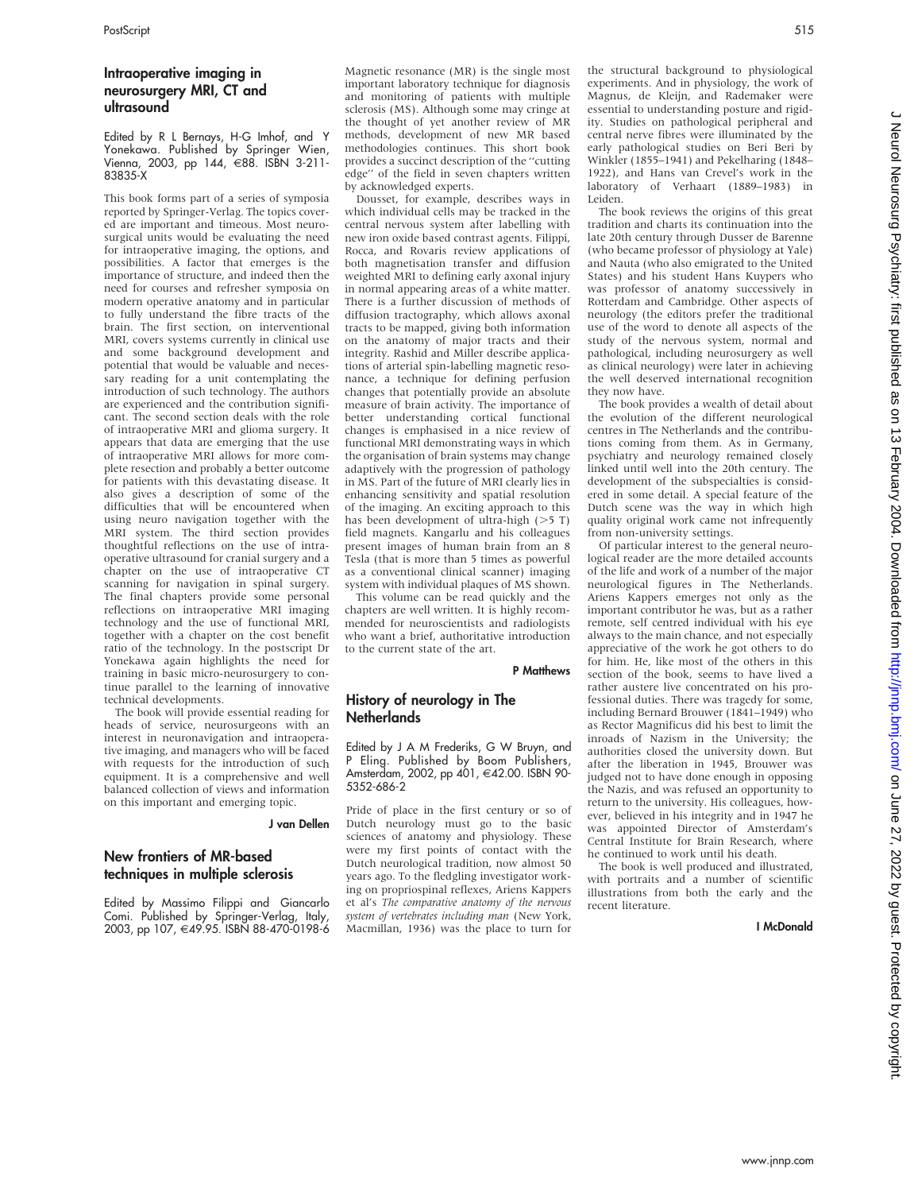## Intraoperative imaging in neurosurgery MRI, CT and ultrasound

Edited by R L Bernays, H-G Imhof, and Y Yonekawa. Published by Springer Wien, Vienna, 2003, pp 144, €88. ISBN 3-211-83835-X

This book forms part of a series of symposia reported by Springer-Verlag. The topics covered are important and timeous. Most neurosurgical units would be evaluating the need for intraoperative imaging, the options, and possibilities. A factor that emerges is the importance of structure, and indeed then the need for courses and refresher symposia on modern operative anatomy and in particular to fully understand the fibre tracts of the brain. The first section, on interventional MRI, covers systems currently in clinical use and some background development and potential that would be valuable and necessary reading for a unit contemplating the introduction of such technology. The authors are experienced and the contribution significant. The second section deals with the role of intraoperative MRI and glioma surgery. It appears that data are emerging that the use of intraoperative MRI allows for more complete resection and probably a better outcome for patients with this devastating disease. It also gives a description of some of the difficulties that will be encountered when using neuro navigation together with the MRI system. The third section provides thoughtful reflections on the use of intraoperative ultrasound for cranial surgery and a chapter on the use of intraoperative CT scanning for navigation in spinal surgery. The final chapters provide some personal reflections on intraoperative MRI imaging technology and the use of functional MRI, together with a chapter on the cost benefit ratio of the technology. In the postscript Dr Yonekawa again highlights the need for training in basic micro-neurosurgery to continue parallel to the learning of innovative technical developments.

The book will provide essential reading for heads of service, neurosurgeons with an interest in neuronavigation and intraoperative imaging, and managers who will be faced with requests for the introduction of such equipment. It is a comprehensive and well balanced collection of views and information on this important and emerging topic.

**J van Dellen**

## New frontiers of MR-based techniques in multiple sclerosis

Edited by Massimo Filippi and Giancarlo Comi. Published by Springer-Verlag, Italy, 2003, pp 107, €49.95. ISBN 88-470-0198-6

Magnetic resonance (MR) is the single most important laboratory technique for diagnosis and monitoring of patients with multiple sclerosis (MS). Although some may cringe at the thought of yet another review of MR methods, development of new MR based methodologies continues. This short book provides a succinct description of the "cutting edge" of the field in seven chapters written by acknowledged experts.

Dousset, for example, describes ways in which individual cells may be tracked in the central nervous system after labelling with new iron oxide based contrast agents. Filippi, Rocca, and Rovaris review applications of both magnetisation transfer and diffusion weighted MRI to defining early axonal injury in normal appearing areas of a white matter. There is a further discussion of methods of diffusion tractography, which allows axonal tracts to be mapped, giving both information on the anatomy of major tracts and their integrity. Rashid and Miller describe applications of arterial spin-labelling magnetic resonance, a technique for defining perfusion changes that potentially provide an absolute measure of brain activity. The importance of better understanding cortical functional changes is emphasised in a nice review of functional MRI demonstrating ways in which the organisation of brain systems may change adaptively with the progression of pathology in MS. Part of the future of MRI clearly lies in enhancing sensitivity and spatial resolution of the imaging. An exciting approach to this has been development of ultra-high (>5 T) field magnets. Kangarlu and his colleagues present images of human brain from an 8 Tesla (that is more than 5 times as powerful as a conventional clinical scanner) imaging system with individual plaques of MS shown.

This volume can be read quickly and the chapters are well written. It is highly recommended for neuroscientists and radiologists who want a brief, authoritative introduction to the current state of the art.

**P Matthews**

## History of neurology in The Netherlands

Edited by J A M Frederiks, G W Bruyn, and P Eling. Published by Boom Publishers, Amsterdam, 2002, pp 401, €42.00. ISBN 90-5352-686-2

Pride of place in the first century or so of Dutch neurology must go to the basic sciences of anatomy and physiology. These were my first points of contact with the Dutch neurological tradition, now almost 50 years ago. To the fledgling investigator working on propriospinal reflexes, Ariens Kappers et al's *The comparative anatomy of the nervous system of vertebrates including man* (New York, Macmillan, 1936) was the place to turn for the structural background to physiological experiments. And in physiology, the work of Magnus, de Kleijn, and Rademaker were essential to understanding posture and rigidity. Studies on pathological peripheral and central nerve fibres were illuminated by the early pathological studies on Beri Beri by Winkler (1855–1941) and Pekelharing (1848–1922), and Hans van Crevel's work in the laboratory of Verhaart (1889–1983) in Leiden.

The book reviews the origins of this great tradition and charts its continuation into the late 20th century through Dusser de Barenne (who became professor of physiology at Yale) and Nauta (who also emigrated to the United States) and his student Hans Kuypers who was professor of anatomy successively in Rotterdam and Cambridge. Other aspects of neurology (the editors prefer the traditional use of the word to denote all aspects of the study of the nervous system, normal and pathological, including neurosurgery as well as clinical neurology) were later in achieving the well deserved international recognition they now have.

The book provides a wealth of detail about the evolution of the different neurological centres in The Netherlands and the contributions coming from them. As in Germany, psychiatry and neurology remained closely linked until well into the 20th century. The development of the subspecialties is considered in some detail. A special feature of the Dutch scene was the way in which high quality original work came not infrequently from non-university settings.

Of particular interest to the general neurological reader are the more detailed accounts of the life and work of a number of the major neurological figures in The Netherlands. Ariens Kappers emerges not only as the important contributor he was, but as a rather remote, self centred individual with his eye always to the main chance, and not especially appreciative of the work he got others to do for him. He, like most of the others in this section of the book, seems to have lived a rather austere live concentrated on his professional duties. There was tragedy for some, including Bernard Brouwer (1841–1949) who as Rector Magnificus did his best to limit the inroads of Nazism in the University; the authorities closed the university down. But after the liberation in 1945, Brouwer was judged not to have done enough in opposing the Nazis, and was refused an opportunity to return to the university. His colleagues, however, believed in his integrity and in 1947 he was appointed Director of Amsterdam's Central Institute for Brain Research, where he continued to work until his death.

The book is well produced and illustrated, with portraits and a number of scientific illustrations from both the early and the recent literature.

**I McDonald**